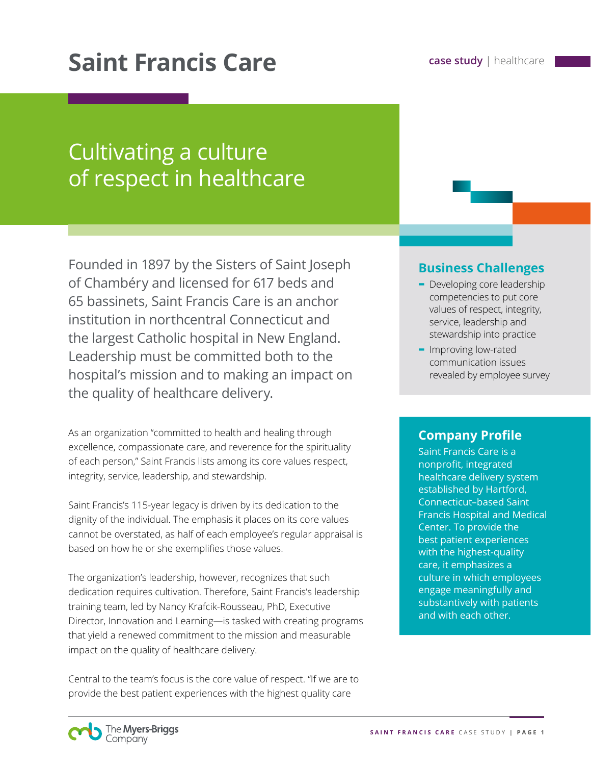# Saint Francis Care

case study | healthcare

## Cultivating a culture of respect in healthcare

Founded in 1897 by the Sisters of Saint Joseph of Chambéry and licensed for 617 beds and 65 bassinets, Saint Francis Care is an anchor institution in northcentral Connecticut and the largest Catholic hospital in New England. Leadership must be committed both to the hospital's mission and to making an impact on the quality of healthcare delivery.

As an organization "committed to health and healing through excellence, compassionate care, and reverence for the spirituality of each person," Saint Francis lists among its core values respect, integrity, service, leadership, and stewardship.

Saint Francis's 115-year legacy is driven by its dedication to the dignity of the individual. The emphasis it places on its core values cannot be overstated, as half of each employee's regular appraisal is based on how he or she exemplifies those values.

The organization's leadership, however, recognizes that such dedication requires cultivation. Therefore, Saint Francis's leadership training team, led by Nancy Krafcik-Rousseau, PhD, Executive Director, Innovation and Learning—is tasked with creating programs that yield a renewed commitment to the mission and measurable impact on the quality of healthcare delivery.

Central to the team's focus is the core value of respect. "If we are to provide the best patient experiences with the highest quality care

### Business Challenges

- Developing core leadership competencies to put core values of respect, integrity, service, leadership and stewardship into practice
- Improving low-rated communication issues revealed by employee survey

### Company Profile

Saint Francis Care is a nonprofit, integrated healthcare delivery system established by Hartford, Connecticut–based Saint Francis Hospital and Medical Center. To provide the best patient experiences with the highest-quality care, it emphasizes a culture in which employees engage meaningfully and substantively with patients and with each other.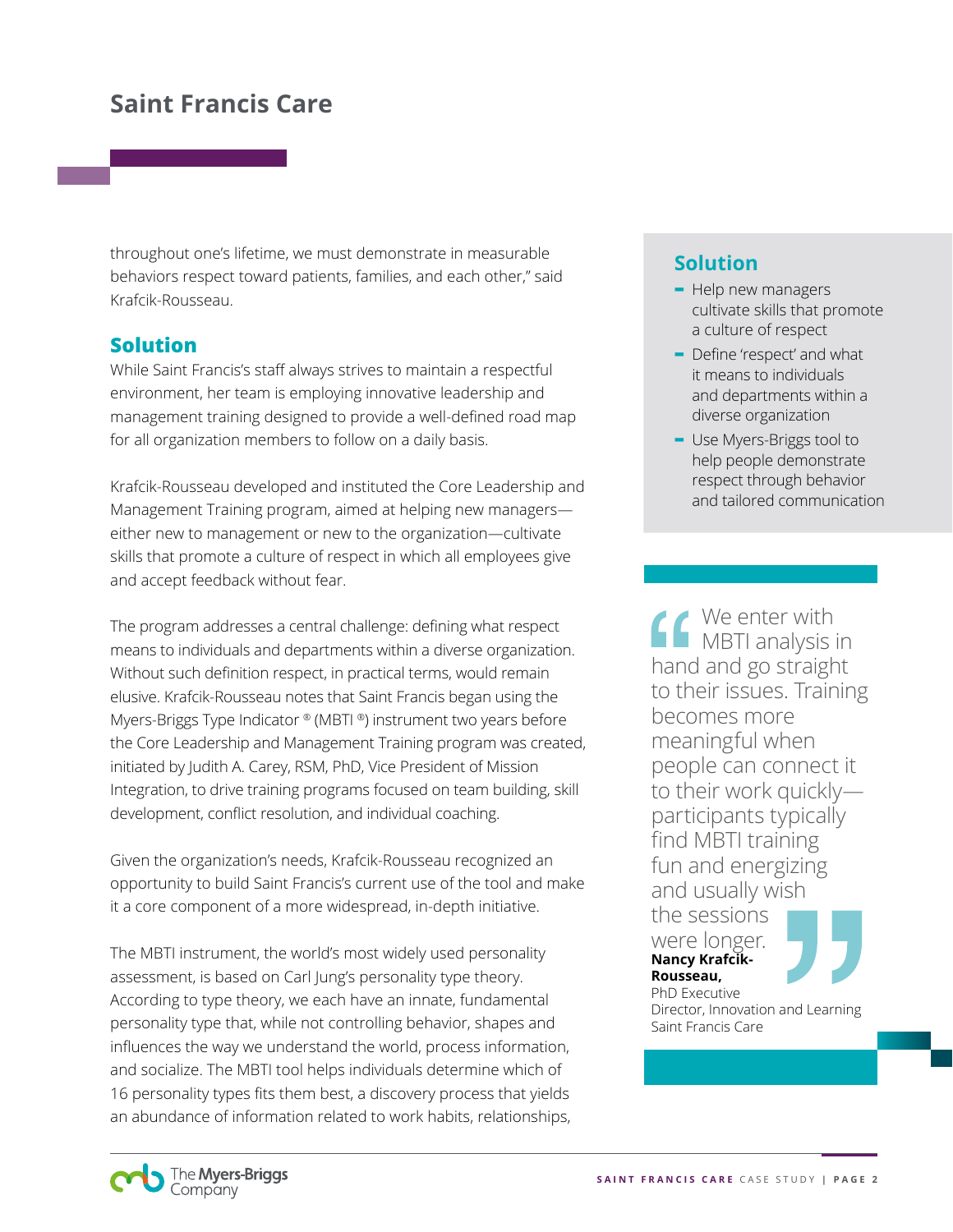throughout one's lifetime, we must demonstrate in measurable behaviors respect toward patients, families, and each other," said Krafcik-Rousseau.

## Solution

While Saint Francis's staff always strives to maintain a respectful environment, her team is employing innovative leadership and management training designed to provide a well-defined road map for all organization members to follow on a daily basis.

Krafcik-Rousseau developed and instituted the Core Leadership and Management Training program, aimed at helping new managers—either new to management or new to the organization—cultivate skills that promote a culture of respect in which all employees give and accept feedback without fear.

The program addresses a central challenge: defining what respect means to individuals and departments within a diverse organization. Without such definition respect, in practical terms, would remain elusive. Krafcik-Rousseau notes that Saint Francis began using the Myers-Briggs Type Indicator ® (MBTI ®) instrument two years before the Core Leadership and Management Training program was created, initiated by Judith A. Carey, RSM, PhD, Vice President of Mission Integration, to drive training programs focused on team building, skill development, conflict resolution, and individual coaching.

Given the organization's needs, Krafcik-Rousseau recognized an opportunity to build Saint Francis's current use of the tool and make it a core component of a more widespread, in-depth initiative.

The MBTI instrument, the world's most widely used personality assessment, is based on Carl Jung's personality type theory. According to type theory, we each have an innate, fundamental personality type that, while not controlling behavior, shapes and influences the way we understand the world, process information, and socialize. The MBTI tool helps individuals determine which of 16 personality types fits them best, a discovery process that yields an abundance of information related to work habits, relationships,

### Solution

- Help new managers cultivate skills that promote a culture of respect
- Define 'respect' and what it means to individuals and departments within a diverse organization
- Use Myers-Briggs tool to help people demonstrate respect through behavior and tailored communication

> "We enter with MBTI analysis in hand and go straight to their issues. Training becomes more meaningful when people can connect it to their work quickly—participants typically find MBTI training fun and energizing and usually wish the sessions were longer."
>
> **Nancy Krafcik-Rousseau,**
> PhD Executive Director, Innovation and Learning
> Saint Francis Care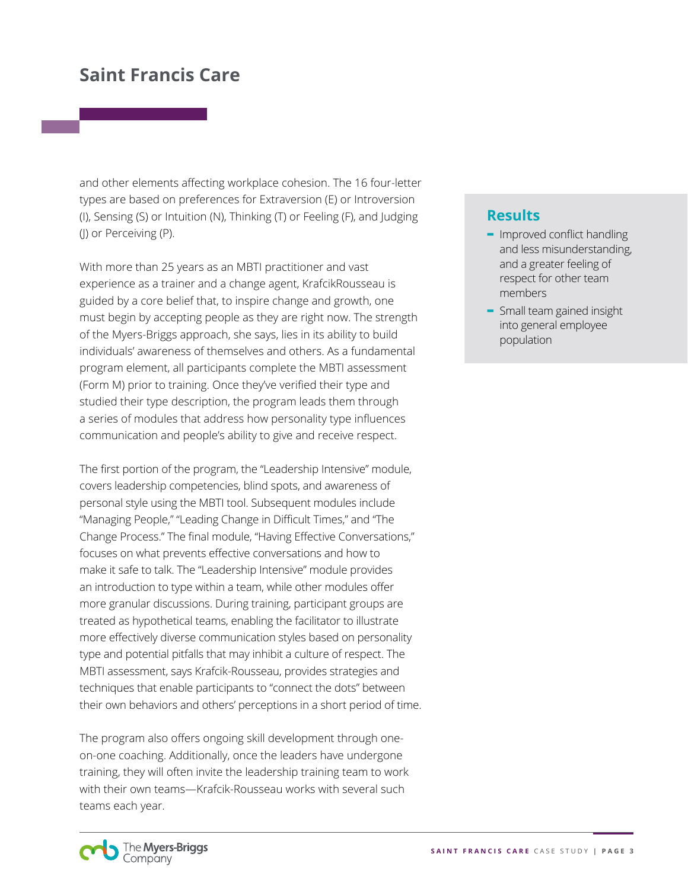and other elements affecting workplace cohesion. The 16 four-letter types are based on preferences for Extraversion (E) or Introversion (I), Sensing (S) or Intuition (N), Thinking (T) or Feeling (F), and Judging (J) or Perceiving (P).

With more than 25 years as an MBTI practitioner and vast experience as a trainer and a change agent, KrafcikRousseau is guided by a core belief that, to inspire change and growth, one must begin by accepting people as they are right now. The strength of the Myers-Briggs approach, she says, lies in its ability to build individuals' awareness of themselves and others. As a fundamental program element, all participants complete the MBTI assessment (Form M) prior to training. Once they've verified their type and studied their type description, the program leads them through a series of modules that address how personality type influences communication and people's ability to give and receive respect.

The first portion of the program, the "Leadership Intensive" module, covers leadership competencies, blind spots, and awareness of personal style using the MBTI tool. Subsequent modules include "Managing People," "Leading Change in Difficult Times," and "The Change Process." The final module, "Having Effective Conversations," focuses on what prevents effective conversations and how to make it safe to talk. The "Leadership Intensive" module provides an introduction to type within a team, while other modules offer more granular discussions. During training, participant groups are treated as hypothetical teams, enabling the facilitator to illustrate more effectively diverse communication styles based on personality type and potential pitfalls that may inhibit a culture of respect. The MBTI assessment, says Krafcik-Rousseau, provides strategies and techniques that enable participants to "connect the dots" between their own behaviors and others' perceptions in a short period of time.

The program also offers ongoing skill development through one-on-one coaching. Additionally, once the leaders have undergone training, they will often invite the leadership training team to work with their own teams—Krafcik-Rousseau works with several such teams each year.

## Results

- Improved conflict handling and less misunderstanding, and a greater feeling of respect for other team members
- Small team gained insight into general employee population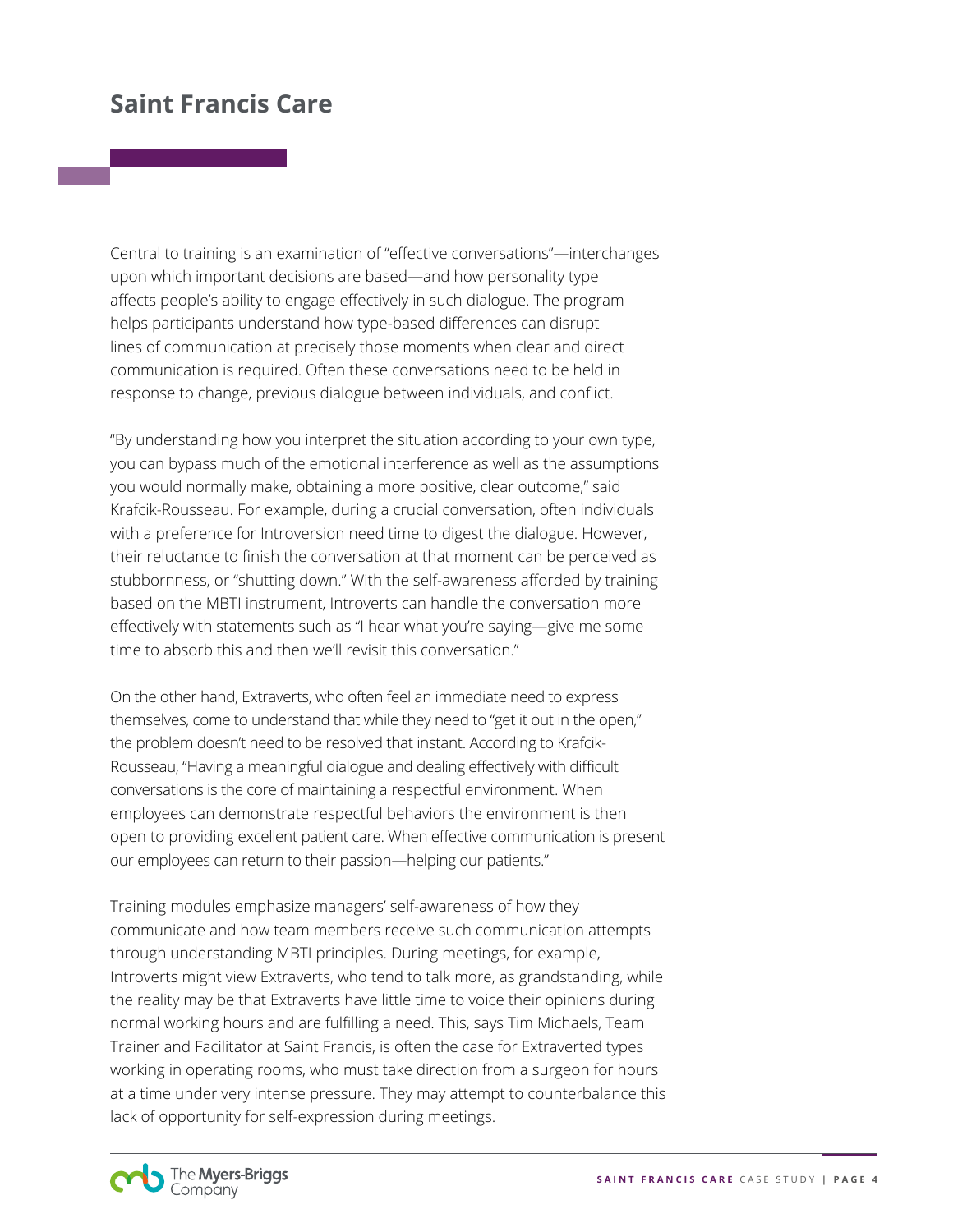## Saint Francis Care

Central to training is an examination of "effective conversations"—interchanges upon which important decisions are based—and how personality type affects people's ability to engage effectively in such dialogue. The program helps participants understand how type-based differences can disrupt lines of communication at precisely those moments when clear and direct communication is required. Often these conversations need to be held in response to change, previous dialogue between individuals, and conflict.

"By understanding how you interpret the situation according to your own type, you can bypass much of the emotional interference as well as the assumptions you would normally make, obtaining a more positive, clear outcome," said Krafcik-Rousseau. For example, during a crucial conversation, often individuals with a preference for Introversion need time to digest the dialogue. However, their reluctance to finish the conversation at that moment can be perceived as stubbornness, or "shutting down." With the self-awareness afforded by training based on the MBTI instrument, Introverts can handle the conversation more effectively with statements such as "I hear what you're saying—give me some time to absorb this and then we'll revisit this conversation."

On the other hand, Extraverts, who often feel an immediate need to express themselves, come to understand that while they need to "get it out in the open," the problem doesn't need to be resolved that instant. According to Krafcik-Rousseau, "Having a meaningful dialogue and dealing effectively with difficult conversations is the core of maintaining a respectful environment. When employees can demonstrate respectful behaviors the environment is then open to providing excellent patient care. When effective communication is present our employees can return to their passion—helping our patients."

Training modules emphasize managers' self-awareness of how they communicate and how team members receive such communication attempts through understanding MBTI principles. During meetings, for example, Introverts might view Extraverts, who tend to talk more, as grandstanding, while the reality may be that Extraverts have little time to voice their opinions during normal working hours and are fulfilling a need. This, says Tim Michaels, Team Trainer and Facilitator at Saint Francis, is often the case for Extraverted types working in operating rooms, who must take direction from a surgeon for hours at a time under very intense pressure. They may attempt to counterbalance this lack of opportunity for self-expression during meetings.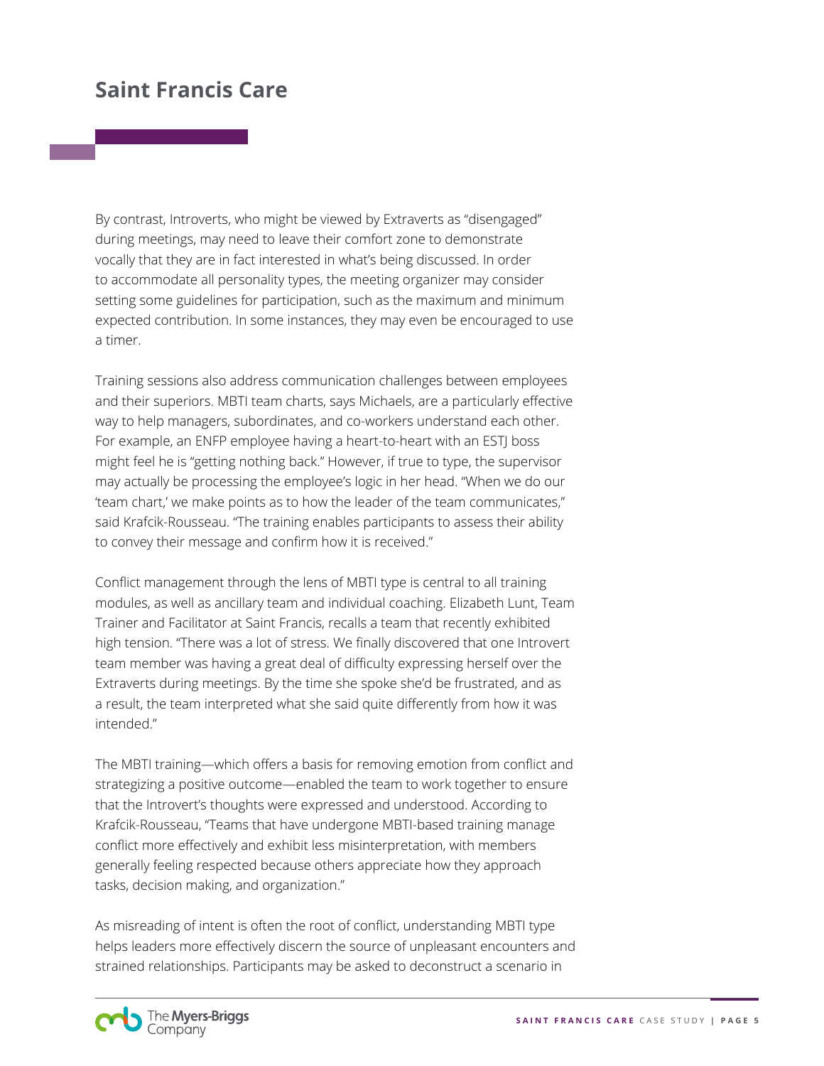By contrast, Introverts, who might be viewed by Extraverts as "disengaged" during meetings, may need to leave their comfort zone to demonstrate vocally that they are in fact interested in what's being discussed. In order to accommodate all personality types, the meeting organizer may consider setting some guidelines for participation, such as the maximum and minimum expected contribution. In some instances, they may even be encouraged to use a timer.

Training sessions also address communication challenges between employees and their superiors. MBTI team charts, says Michaels, are a particularly effective way to help managers, subordinates, and co-workers understand each other. For example, an ENFP employee having a heart-to-heart with an ESTJ boss might feel he is "getting nothing back." However, if true to type, the supervisor may actually be processing the employee's logic in her head. "When we do our 'team chart,' we make points as to how the leader of the team communicates," said Krafcik-Rousseau. "The training enables participants to assess their ability to convey their message and confirm how it is received."

Conflict management through the lens of MBTI type is central to all training modules, as well as ancillary team and individual coaching. Elizabeth Lunt, Team Trainer and Facilitator at Saint Francis, recalls a team that recently exhibited high tension. "There was a lot of stress. We finally discovered that one Introvert team member was having a great deal of difficulty expressing herself over the Extraverts during meetings. By the time she spoke she'd be frustrated, and as a result, the team interpreted what she said quite differently from how it was intended."

The MBTI training—which offers a basis for removing emotion from conflict and strategizing a positive outcome—enabled the team to work together to ensure that the Introvert's thoughts were expressed and understood. According to Krafcik-Rousseau, "Teams that have undergone MBTI-based training manage conflict more effectively and exhibit less misinterpretation, with members generally feeling respected because others appreciate how they approach tasks, decision making, and organization."

As misreading of intent is often the root of conflict, understanding MBTI type helps leaders more effectively discern the source of unpleasant encounters and strained relationships. Participants may be asked to deconstruct a scenario in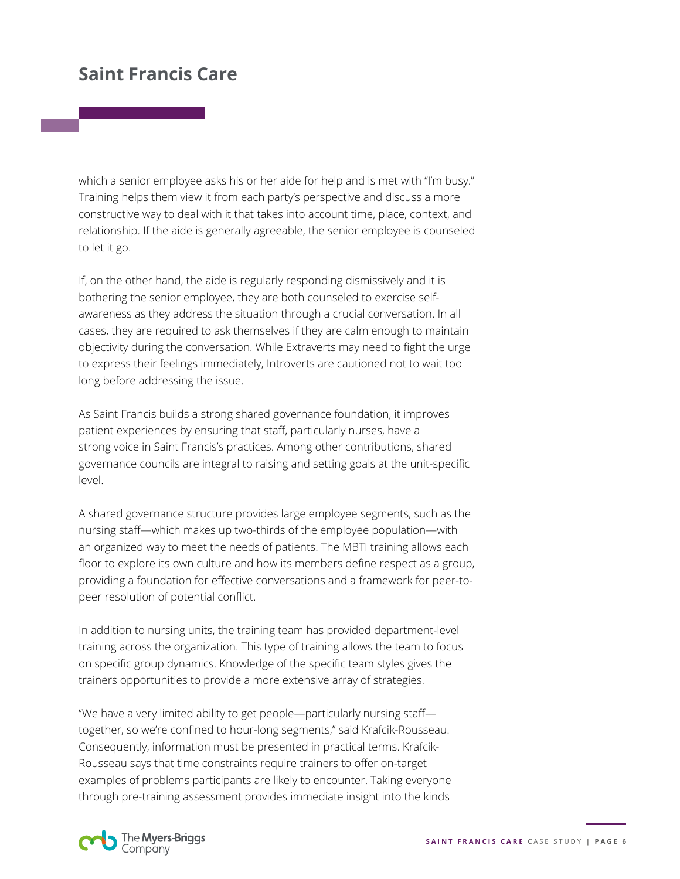which a senior employee asks his or her aide for help and is met with "I'm busy." Training helps them view it from each party's perspective and discuss a more constructive way to deal with it that takes into account time, place, context, and relationship. If the aide is generally agreeable, the senior employee is counseled to let it go.

If, on the other hand, the aide is regularly responding dismissively and it is bothering the senior employee, they are both counseled to exercise self-awareness as they address the situation through a crucial conversation. In all cases, they are required to ask themselves if they are calm enough to maintain objectivity during the conversation. While Extraverts may need to fight the urge to express their feelings immediately, Introverts are cautioned not to wait too long before addressing the issue.

As Saint Francis builds a strong shared governance foundation, it improves patient experiences by ensuring that staff, particularly nurses, have a strong voice in Saint Francis's practices. Among other contributions, shared governance councils are integral to raising and setting goals at the unit-specific level.

A shared governance structure provides large employee segments, such as the nursing staff—which makes up two-thirds of the employee population—with an organized way to meet the needs of patients. The MBTI training allows each floor to explore its own culture and how its members define respect as a group, providing a foundation for effective conversations and a framework for peer-to-peer resolution of potential conflict.

In addition to nursing units, the training team has provided department-level training across the organization. This type of training allows the team to focus on specific group dynamics. Knowledge of the specific team styles gives the trainers opportunities to provide a more extensive array of strategies.

"We have a very limited ability to get people—particularly nursing staff—together, so we're confined to hour-long segments," said Krafcik-Rousseau. Consequently, information must be presented in practical terms. Krafcik-Rousseau says that time constraints require trainers to offer on-target examples of problems participants are likely to encounter. Taking everyone through pre-training assessment provides immediate insight into the kinds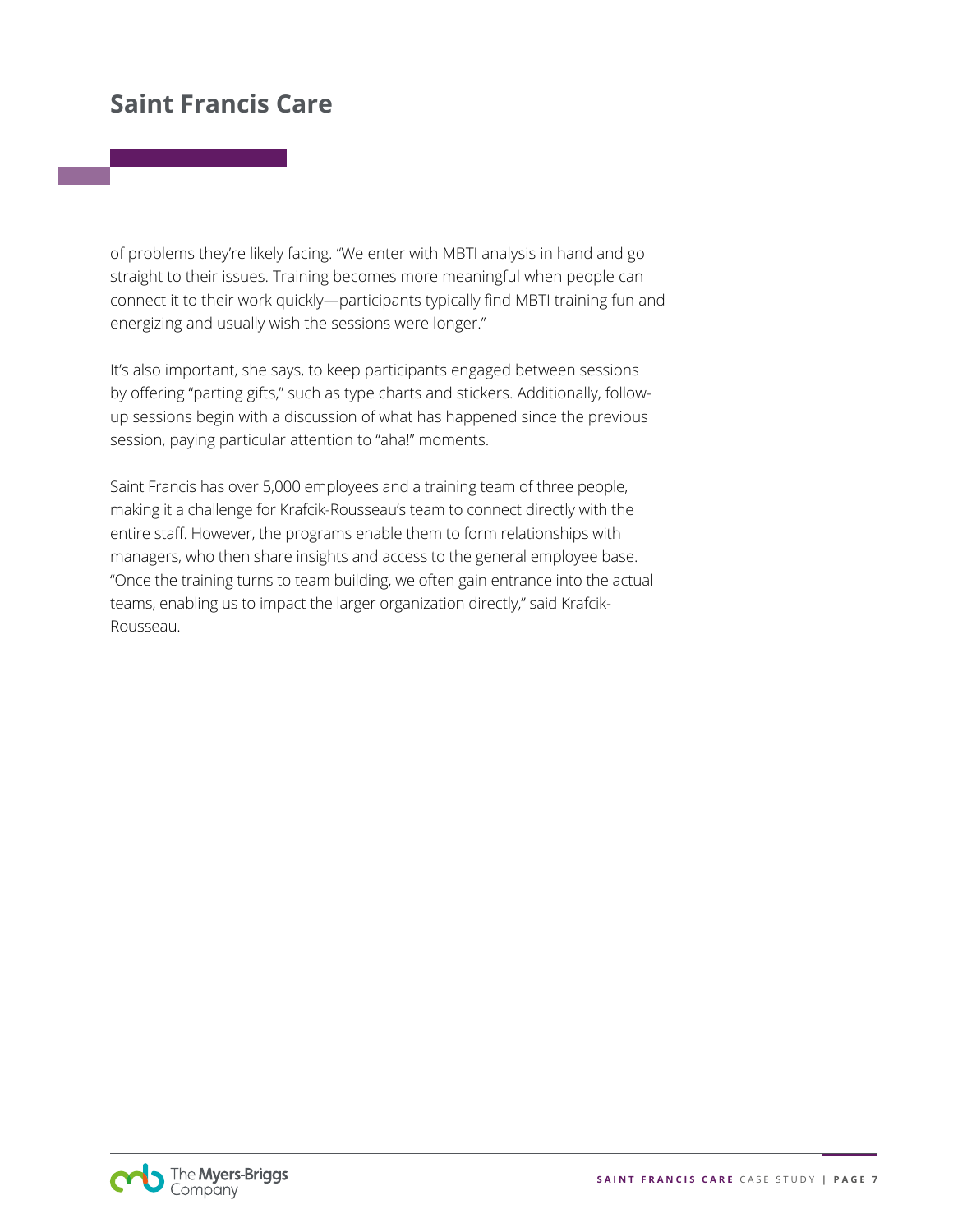# Saint Francis Care

of problems they're likely facing. "We enter with MBTI analysis in hand and go straight to their issues. Training becomes more meaningful when people can connect it to their work quickly—participants typically find MBTI training fun and energizing and usually wish the sessions were longer."

It's also important, she says, to keep participants engaged between sessions by offering "parting gifts," such as type charts and stickers. Additionally, follow-up sessions begin with a discussion of what has happened since the previous session, paying particular attention to "aha!" moments.

Saint Francis has over 5,000 employees and a training team of three people, making it a challenge for Krafcik-Rousseau's team to connect directly with the entire staff. However, the programs enable them to form relationships with managers, who then share insights and access to the general employee base. "Once the training turns to team building, we often gain entrance into the actual teams, enabling us to impact the larger organization directly," said Krafcik-Rousseau.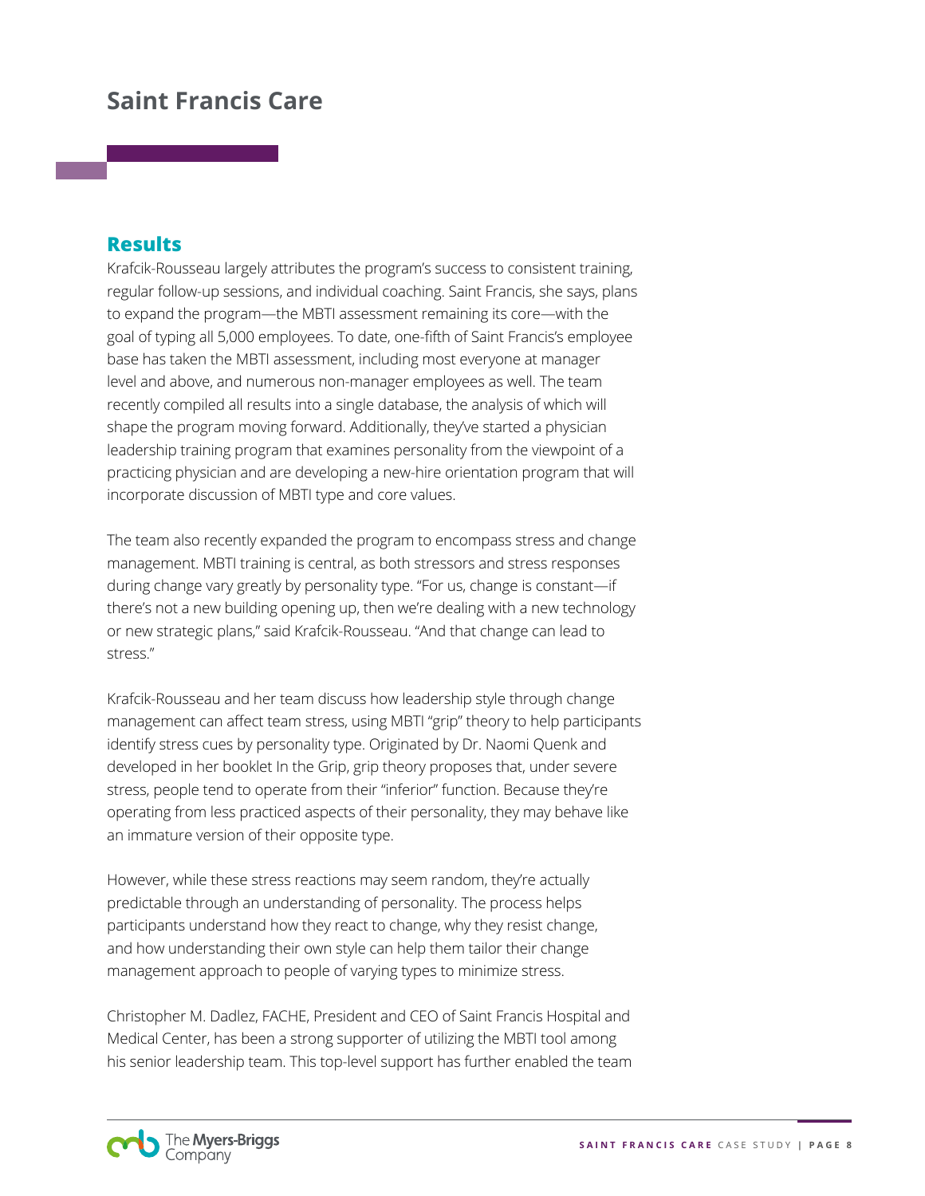## Results

Krafcik-Rousseau largely attributes the program's success to consistent training, regular follow-up sessions, and individual coaching. Saint Francis, she says, plans to expand the program—the MBTI assessment remaining its core—with the goal of typing all 5,000 employees. To date, one-fifth of Saint Francis's employee base has taken the MBTI assessment, including most everyone at manager level and above, and numerous non-manager employees as well. The team recently compiled all results into a single database, the analysis of which will shape the program moving forward. Additionally, they've started a physician leadership training program that examines personality from the viewpoint of a practicing physician and are developing a new-hire orientation program that will incorporate discussion of MBTI type and core values.

The team also recently expanded the program to encompass stress and change management. MBTI training is central, as both stressors and stress responses during change vary greatly by personality type. "For us, change is constant—if there's not a new building opening up, then we're dealing with a new technology or new strategic plans," said Krafcik-Rousseau. "And that change can lead to stress."

Krafcik-Rousseau and her team discuss how leadership style through change management can affect team stress, using MBTI "grip" theory to help participants identify stress cues by personality type. Originated by Dr. Naomi Quenk and developed in her booklet In the Grip, grip theory proposes that, under severe stress, people tend to operate from their "inferior" function. Because they're operating from less practiced aspects of their personality, they may behave like an immature version of their opposite type.

However, while these stress reactions may seem random, they're actually predictable through an understanding of personality. The process helps participants understand how they react to change, why they resist change, and how understanding their own style can help them tailor their change management approach to people of varying types to minimize stress.

Christopher M. Dadlez, FACHE, President and CEO of Saint Francis Hospital and Medical Center, has been a strong supporter of utilizing the MBTI tool among his senior leadership team. This top-level support has further enabled the team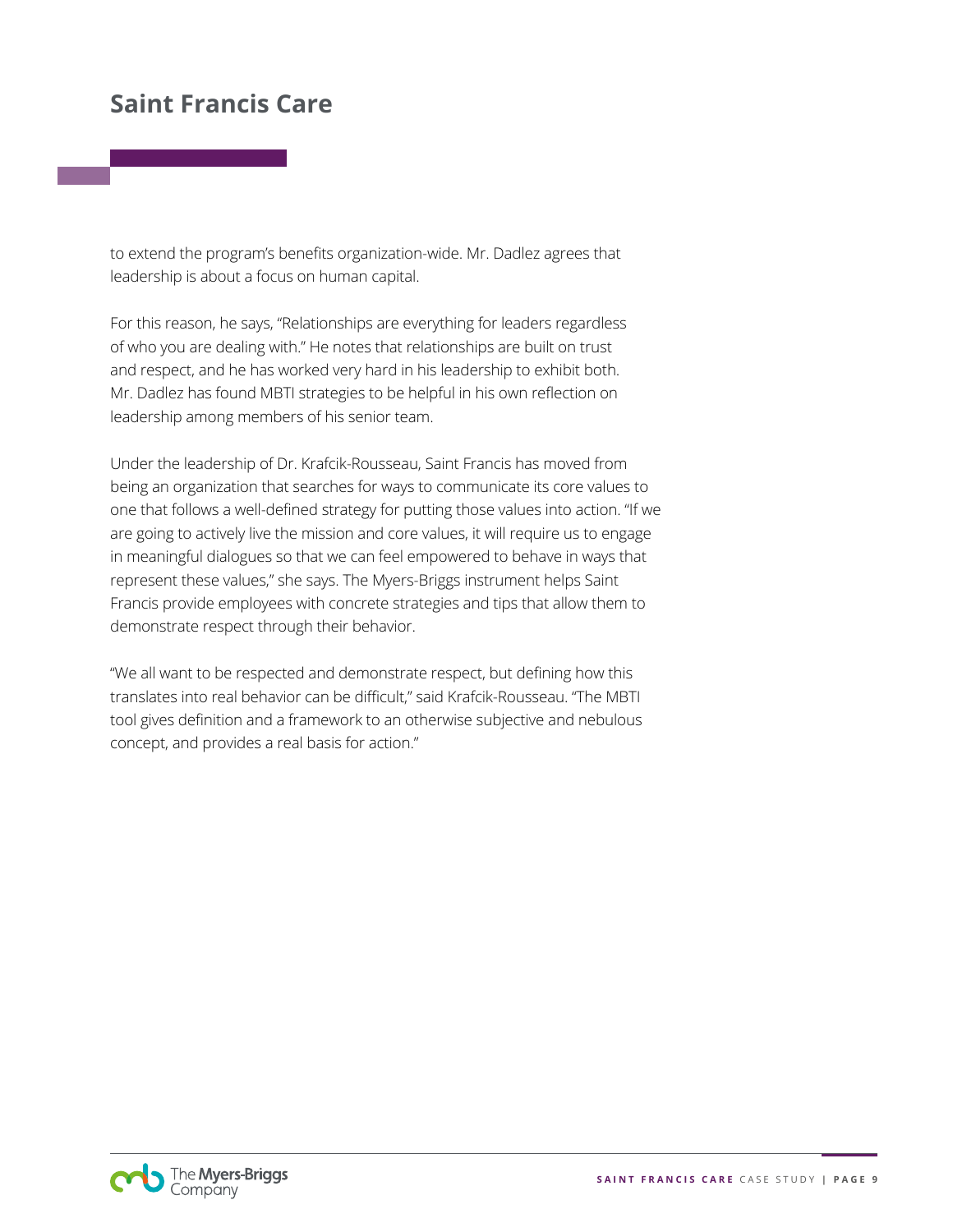to extend the program's benefits organization-wide. Mr. Dadlez agrees that leadership is about a focus on human capital.

For this reason, he says, "Relationships are everything for leaders regardless of who you are dealing with." He notes that relationships are built on trust and respect, and he has worked very hard in his leadership to exhibit both. Mr. Dadlez has found MBTI strategies to be helpful in his own reflection on leadership among members of his senior team.

Under the leadership of Dr. Krafcik-Rousseau, Saint Francis has moved from being an organization that searches for ways to communicate its core values to one that follows a well-defined strategy for putting those values into action. "If we are going to actively live the mission and core values, it will require us to engage in meaningful dialogues so that we can feel empowered to behave in ways that represent these values," she says. The Myers-Briggs instrument helps Saint Francis provide employees with concrete strategies and tips that allow them to demonstrate respect through their behavior.

"We all want to be respected and demonstrate respect, but defining how this translates into real behavior can be difficult," said Krafcik-Rousseau. "The MBTI tool gives definition and a framework to an otherwise subjective and nebulous concept, and provides a real basis for action."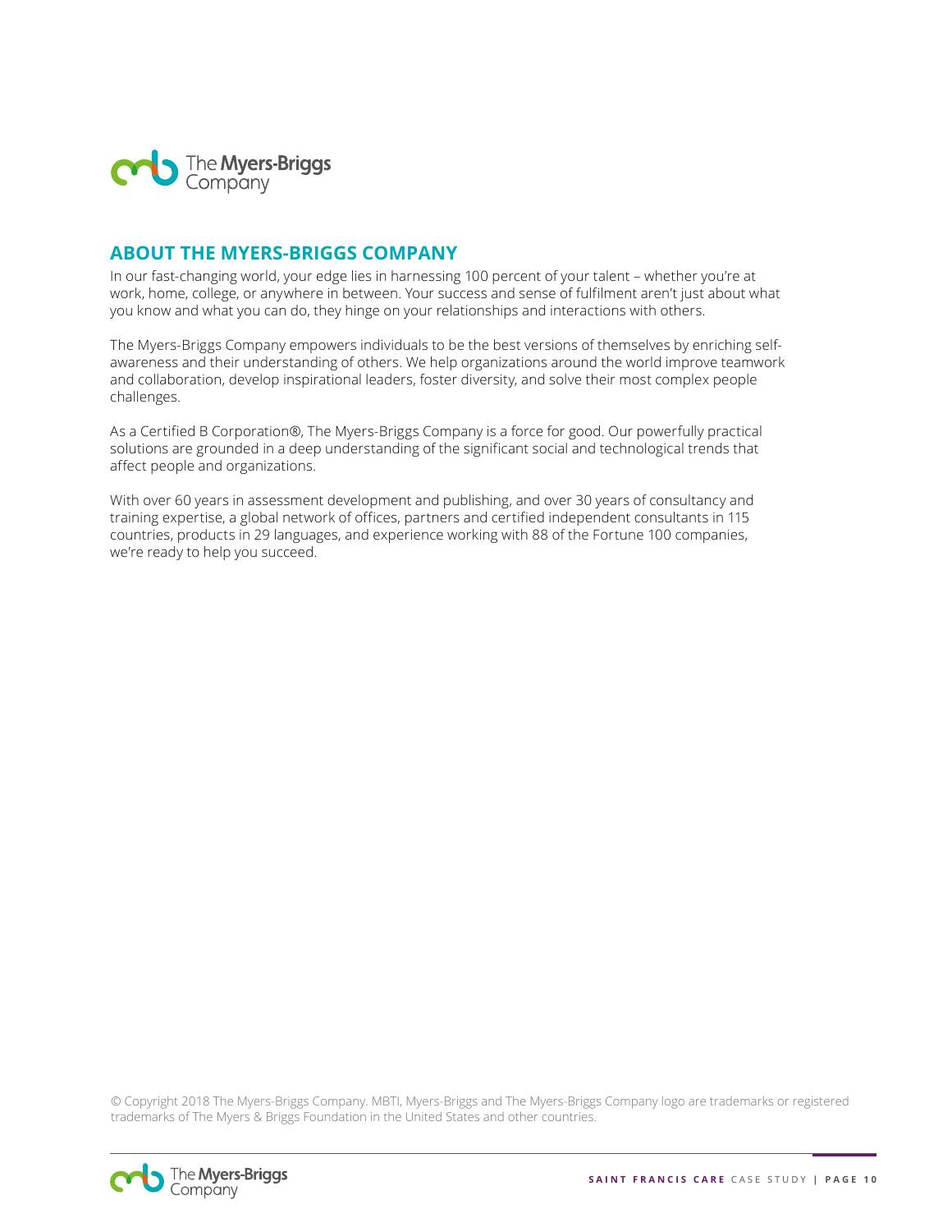## ABOUT THE MYERS-BRIGGS COMPANY

In our fast-changing world, your edge lies in harnessing 100 percent of your talent – whether you're at work, home, college, or anywhere in between. Your success and sense of fulfilment aren't just about what you know and what you can do, they hinge on your relationships and interactions with others.

The Myers-Briggs Company empowers individuals to be the best versions of themselves by enriching self-awareness and their understanding of others. We help organizations around the world improve teamwork and collaboration, develop inspirational leaders, foster diversity, and solve their most complex people challenges.

As a Certified B Corporation®, The Myers-Briggs Company is a force for good. Our powerfully practical solutions are grounded in a deep understanding of the significant social and technological trends that affect people and organizations.

With over 60 years in assessment development and publishing, and over 30 years of consultancy and training expertise, a global network of offices, partners and certified independent consultants in 115 countries, products in 29 languages, and experience working with 88 of the Fortune 100 companies, we're ready to help you succeed.

© Copyright 2018 The Myers-Briggs Company. MBTI, Myers-Briggs and The Myers-Briggs Company logo are trademarks or registered trademarks of The Myers & Briggs Foundation in the United States and other countries.